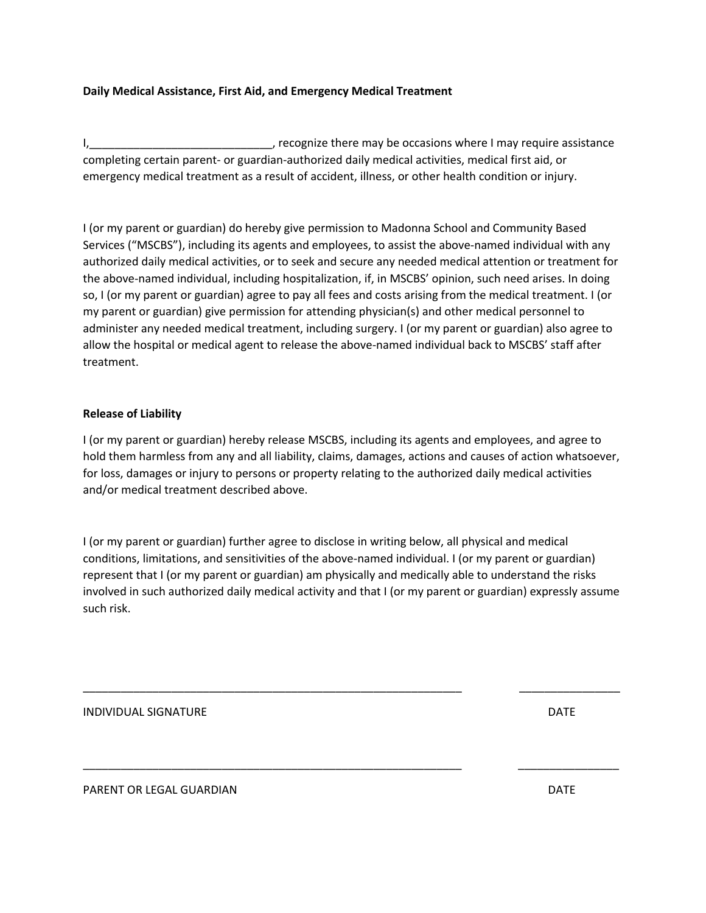**Daily Medical Assistance, First Aid, and Emergency Medical Treatment**

I,_____________________________, recognize there may be occasions where I may require assistance completing certain parent- or guardian-authorized daily medical activities, medical first aid, or emergency medical treatment as a result of accident, illness, or other health condition or injury.

I (or my parent or guardian) do hereby give permission to Madonna School and Community Based Services ("MSCBS"), including its agents and employees, to assist the above-named individual with any authorized daily medical activities, or to seek and secure any needed medical attention or treatment for the above-named individual, including hospitalization, if, in MSCBS' opinion, such need arises. In doing so, I (or my parent or guardian) agree to pay all fees and costs arising from the medical treatment. I (or my parent or guardian) give permission for attending physician(s) and other medical personnel to administer any needed medical treatment, including surgery. I (or my parent or guardian) also agree to allow the hospital or medical agent to release the above-named individual back to MSCBS' staff after treatment.

**Release of Liability**

I (or my parent or guardian) hereby release MSCBS, including its agents and employees, and agree to hold them harmless from any and all liability, claims, damages, actions and causes of action whatsoever, for loss, damages or injury to persons or property relating to the authorized daily medical activities and/or medical treatment described above.

I (or my parent or guardian) further agree to disclose in writing below, all physical and medical conditions, limitations, and sensitivities of the above-named individual. I (or my parent or guardian) represent that I (or my parent or guardian) am physically and medically able to understand the risks involved in such authorized daily medical activity and that I (or my parent or guardian) expressly assume such risk.

_______________________________________________________________ ________________

INDIVIDUAL SIGNATURE DATE

_______________________________________________________________ ________________

PARENT OR LEGAL GUARDIAN DATE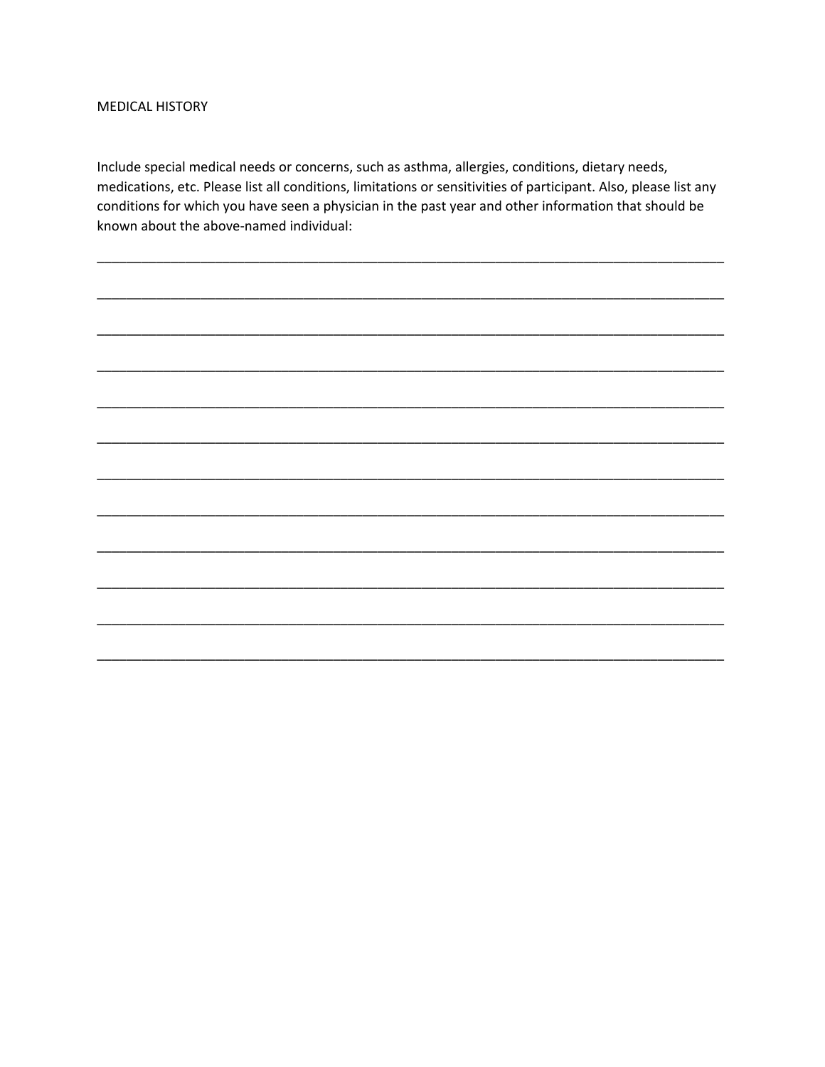MEDICAL HISTORY

Include special medical needs or concerns, such as asthma, allergies, conditions, dietary needs, medications, etc. Please list all conditions, limitations or sensitivities of participant. Also, please list any conditions for which you have seen a physician in the past year and other information that should be known about the above-named individual:

______________________________________________________________________________

______________________________________________________________________________

______________________________________________________________________________

______________________________________________________________________________

______________________________________________________________________________

______________________________________________________________________________

______________________________________________________________________________

______________________________________________________________________________

______________________________________________________________________________

______________________________________________________________________________

______________________________________________________________________________

______________________________________________________________________________